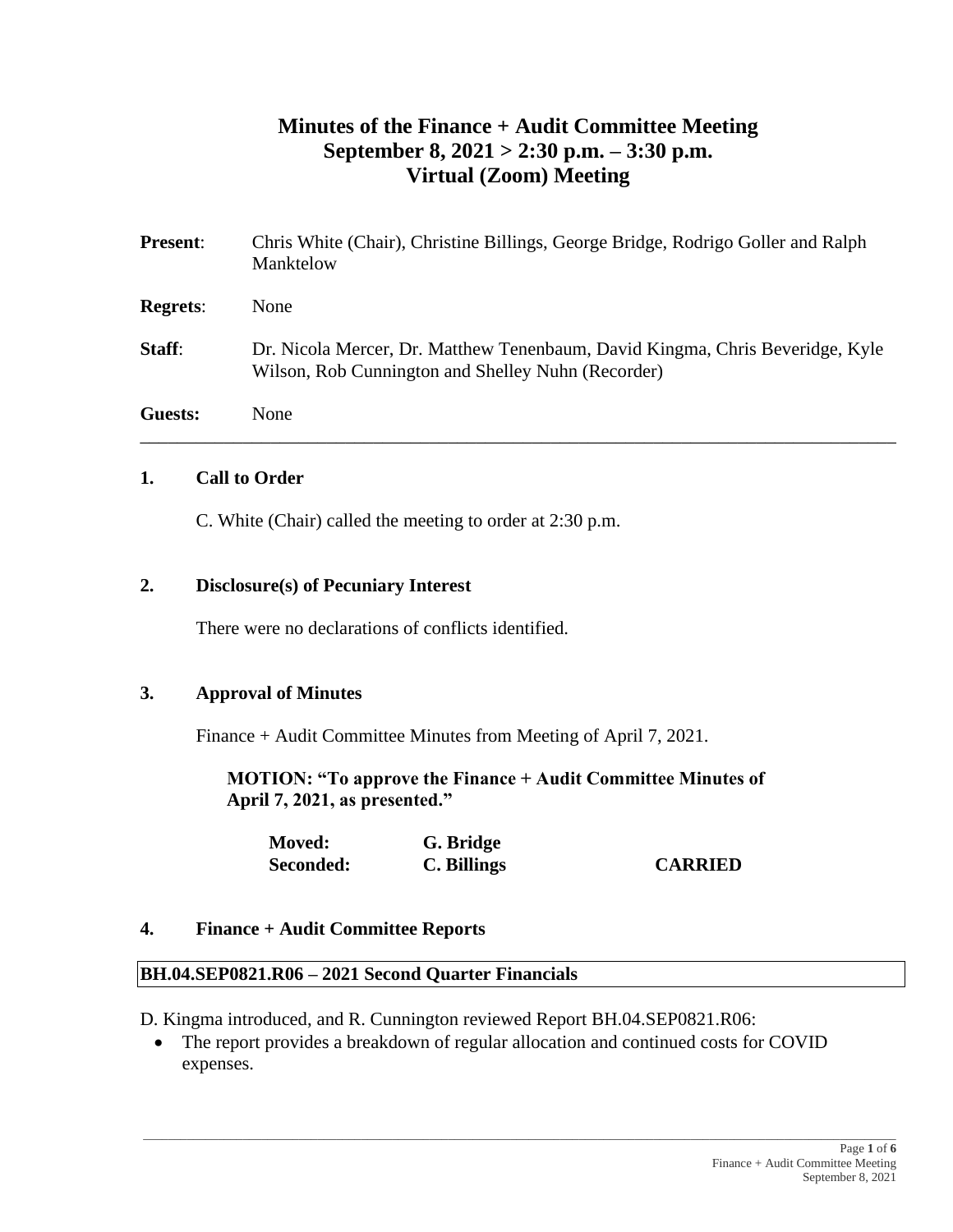# Minutes of the Finance + Audit Committee Meeting
## September 8, 2021 > 2:30 p.m. – 3:30 p.m.
## Virtual (Zoom) Meeting

**Present**: Chris White (Chair), Christine Billings, George Bridge, Rodrigo Goller and Ralph Manktelow

**Regrets**: None

**Staff**: Dr. Nicola Mercer, Dr. Matthew Tenenbaum, David Kingma, Chris Beveridge, Kyle Wilson, Rob Cunnington and Shelley Nuhn (Recorder)

**Guests:** None

---

### 1. Call to Order

C. White (Chair) called the meeting to order at 2:30 p.m.

### 2. Disclosure(s) of Pecuniary Interest

There were no declarations of conflicts identified.

### 3. Approval of Minutes

Finance + Audit Committee Minutes from Meeting of April 7, 2021.

**MOTION: "To approve the Finance + Audit Committee Minutes of April 7, 2021, as presented."**

**Moved:** **G. Bridge**
**Seconded:** **C. Billings** **CARRIED**

### 4. Finance + Audit Committee Reports

**BH.04.SEP0821.R06 – 2021 Second Quarter Financials**

D. Kingma introduced, and R. Cunnington reviewed Report BH.04.SEP0821.R06:

- The report provides a breakdown of regular allocation and continued costs for COVID expenses.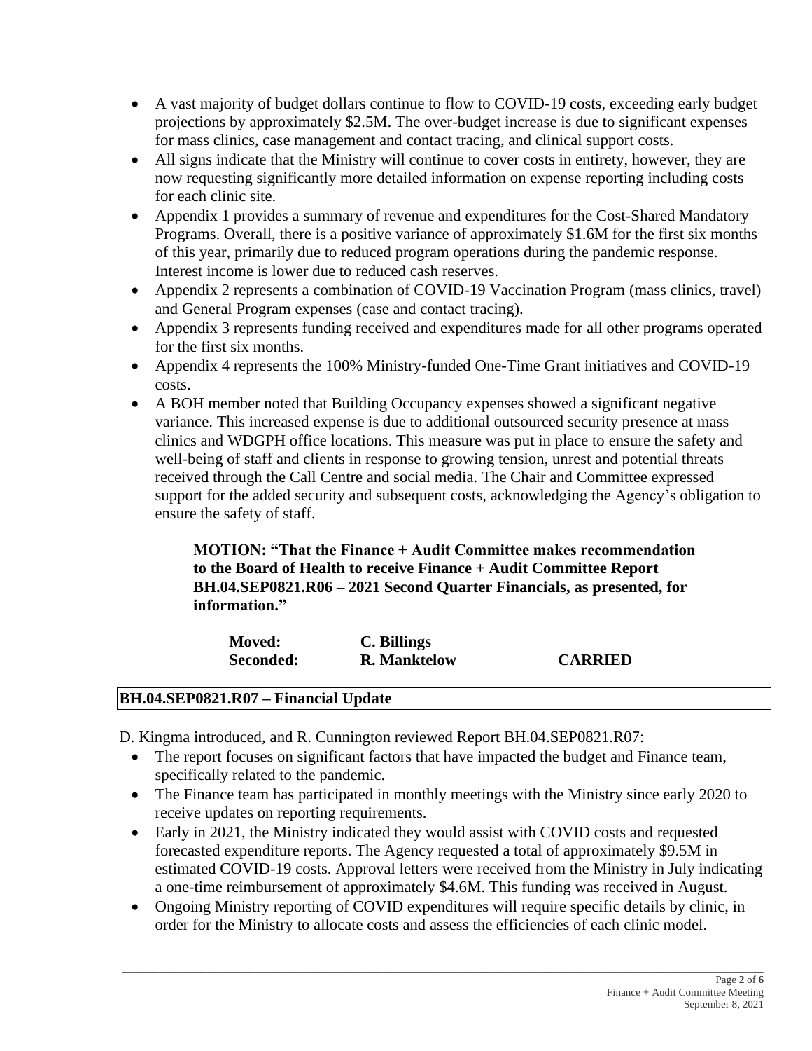- A vast majority of budget dollars continue to flow to COVID-19 costs, exceeding early budget projections by approximately $2.5M. The over-budget increase is due to significant expenses for mass clinics, case management and contact tracing, and clinical support costs.
- All signs indicate that the Ministry will continue to cover costs in entirety, however, they are now requesting significantly more detailed information on expense reporting including costs for each clinic site.
- Appendix 1 provides a summary of revenue and expenditures for the Cost-Shared Mandatory Programs. Overall, there is a positive variance of approximately $1.6M for the first six months of this year, primarily due to reduced program operations during the pandemic response. Interest income is lower due to reduced cash reserves.
- Appendix 2 represents a combination of COVID-19 Vaccination Program (mass clinics, travel) and General Program expenses (case and contact tracing).
- Appendix 3 represents funding received and expenditures made for all other programs operated for the first six months.
- Appendix 4 represents the 100% Ministry-funded One-Time Grant initiatives and COVID-19 costs.
- A BOH member noted that Building Occupancy expenses showed a significant negative variance. This increased expense is due to additional outsourced security presence at mass clinics and WDGPH office locations. This measure was put in place to ensure the safety and well-being of staff and clients in response to growing tension, unrest and potential threats received through the Call Centre and social media. The Chair and Committee expressed support for the added security and subsequent costs, acknowledging the Agency's obligation to ensure the safety of staff.

> **MOTION: "That the Finance + Audit Committee makes recommendation to the Board of Health to receive Finance + Audit Committee Report BH.04.SEP0821.R06 – 2021 Second Quarter Financials, as presented, for information."**
>
> **Moved:** **C. Billings**
> **Seconded:** **R. Manktelow** **CARRIED**

## BH.04.SEP0821.R07 – Financial Update

D. Kingma introduced, and R. Cunnington reviewed Report BH.04.SEP0821.R07:

- The report focuses on significant factors that have impacted the budget and Finance team, specifically related to the pandemic.
- The Finance team has participated in monthly meetings with the Ministry since early 2020 to receive updates on reporting requirements.
- Early in 2021, the Ministry indicated they would assist with COVID costs and requested forecasted expenditure reports. The Agency requested a total of approximately $9.5M in estimated COVID-19 costs. Approval letters were received from the Ministry in July indicating a one-time reimbursement of approximately $4.6M. This funding was received in August.
- Ongoing Ministry reporting of COVID expenditures will require specific details by clinic, in order for the Ministry to allocate costs and assess the efficiencies of each clinic model.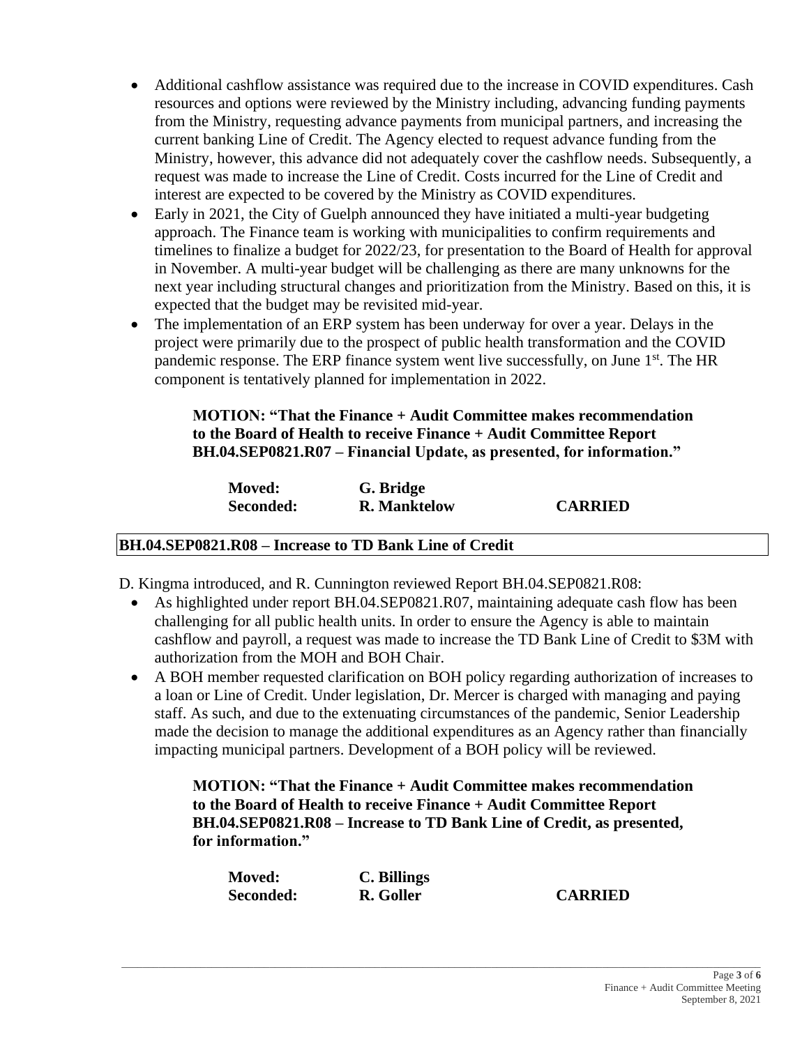- Additional cashflow assistance was required due to the increase in COVID expenditures. Cash resources and options were reviewed by the Ministry including, advancing funding payments from the Ministry, requesting advance payments from municipal partners, and increasing the current banking Line of Credit. The Agency elected to request advance funding from the Ministry, however, this advance did not adequately cover the cashflow needs. Subsequently, a request was made to increase the Line of Credit. Costs incurred for the Line of Credit and interest are expected to be covered by the Ministry as COVID expenditures.
- Early in 2021, the City of Guelph announced they have initiated a multi-year budgeting approach. The Finance team is working with municipalities to confirm requirements and timelines to finalize a budget for 2022/23, for presentation to the Board of Health for approval in November. A multi-year budget will be challenging as there are many unknowns for the next year including structural changes and prioritization from the Ministry. Based on this, it is expected that the budget may be revisited mid-year.
- The implementation of an ERP system has been underway for over a year. Delays in the project were primarily due to the prospect of public health transformation and the COVID pandemic response. The ERP finance system went live successfully, on June 1st. The HR component is tentatively planned for implementation in 2022.

**MOTION: "That the Finance + Audit Committee makes recommendation to the Board of Health to receive Finance + Audit Committee Report BH.04.SEP0821.R07 – Financial Update, as presented, for information."**

**Moved:** **G. Bridge**
**Seconded:** **R. Manktelow** **CARRIED**

## BH.04.SEP0821.R08 – Increase to TD Bank Line of Credit

D. Kingma introduced, and R. Cunnington reviewed Report BH.04.SEP0821.R08:

- As highlighted under report BH.04.SEP0821.R07, maintaining adequate cash flow has been challenging for all public health units. In order to ensure the Agency is able to maintain cashflow and payroll, a request was made to increase the TD Bank Line of Credit to \$3M with authorization from the MOH and BOH Chair.
- A BOH member requested clarification on BOH policy regarding authorization of increases to a loan or Line of Credit. Under legislation, Dr. Mercer is charged with managing and paying staff. As such, and due to the extenuating circumstances of the pandemic, Senior Leadership made the decision to manage the additional expenditures as an Agency rather than financially impacting municipal partners. Development of a BOH policy will be reviewed.

**MOTION: "That the Finance + Audit Committee makes recommendation to the Board of Health to receive Finance + Audit Committee Report BH.04.SEP0821.R08 – Increase to TD Bank Line of Credit, as presented, for information."**

**Moved:** **C. Billings**
**Seconded:** **R. Goller** **CARRIED**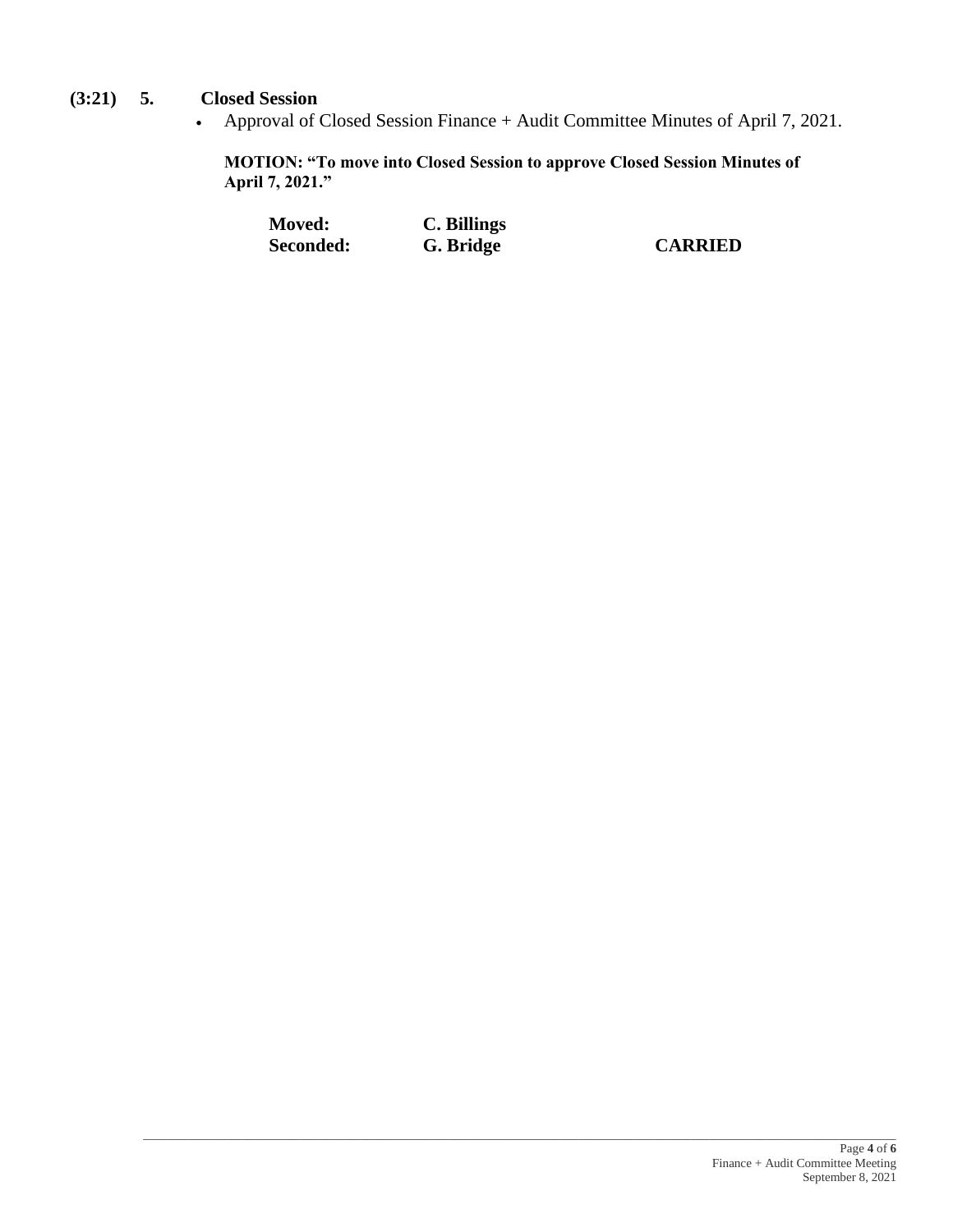**(3:21) 5. Closed Session**

- Approval of Closed Session Finance + Audit Committee Minutes of April 7, 2021.

**MOTION: "To move into Closed Session to approve Closed Session Minutes of April 7, 2021."**

| | | |
|---|---|---|
| **Moved:** | **C. Billings** | |
| **Seconded:** | **G. Bridge** | **CARRIED** |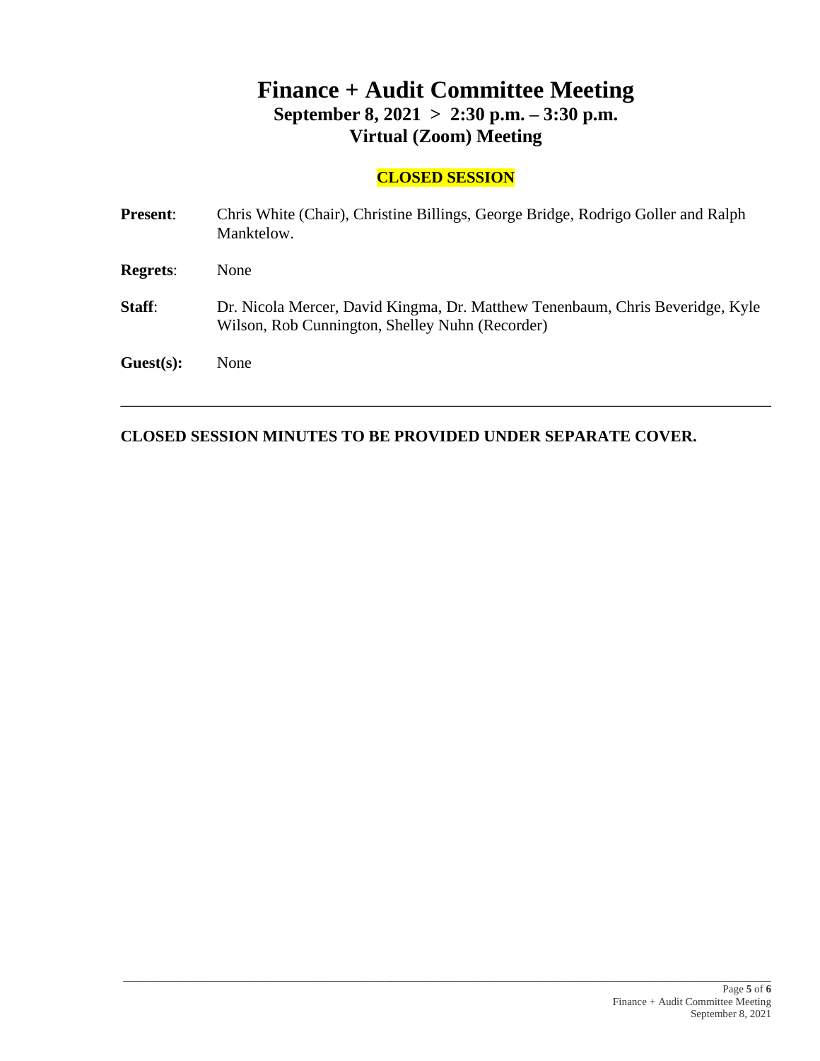# Finance + Audit Committee Meeting

## September 8, 2021 > 2:30 p.m. – 3:30 p.m.

## Virtual (Zoom) Meeting

**CLOSED SESSION**

**Present**: Chris White (Chair), Christine Billings, George Bridge, Rodrigo Goller and Ralph Manktelow.

**Regrets**: None

**Staff**: Dr. Nicola Mercer, David Kingma, Dr. Matthew Tenenbaum, Chris Beveridge, Kyle Wilson, Rob Cunnington, Shelley Nuhn (Recorder)

**Guest(s):** None

---

**CLOSED SESSION MINUTES TO BE PROVIDED UNDER SEPARATE COVER.**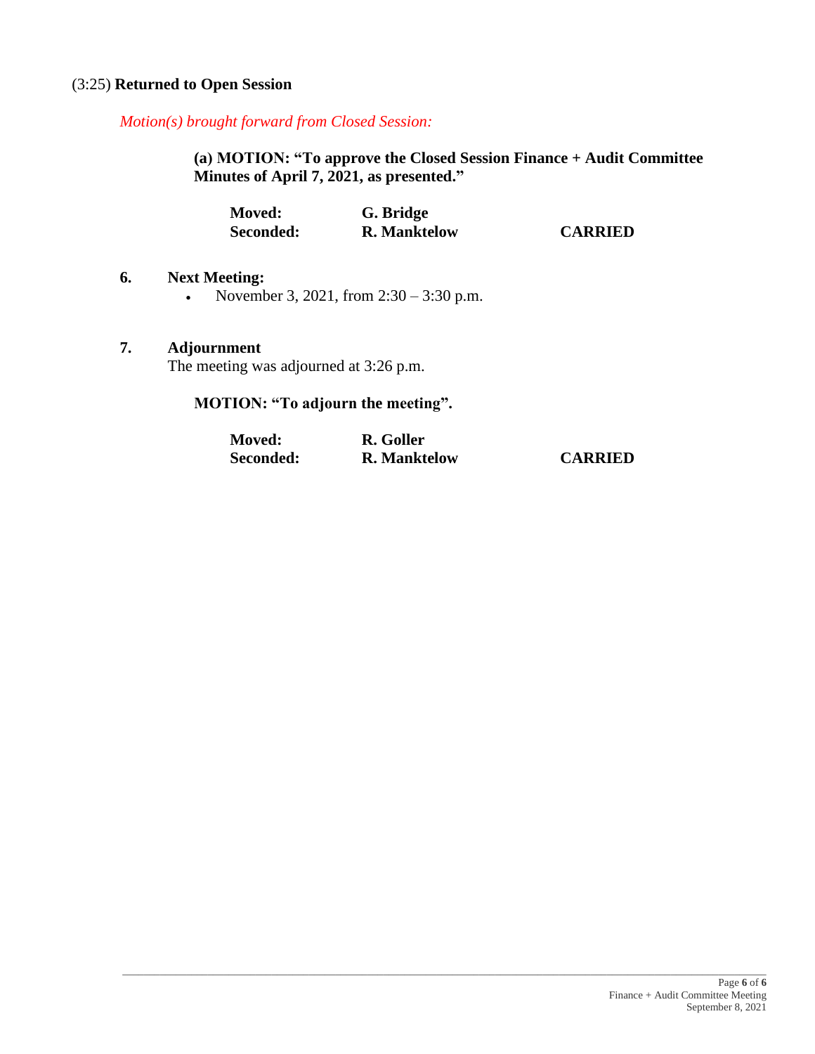(3:25) **Returned to Open Session**

*Motion(s) brought forward from Closed Session:*

**(a) MOTION: "To approve the Closed Session Finance + Audit Committee Minutes of April 7, 2021, as presented."**

| | | |
|---|---|---|
| **Moved:** | **G. Bridge** | |
| **Seconded:** | **R. Manktelow** | **CARRIED** |

**6. Next Meeting:**

- November 3, 2021, from 2:30 – 3:30 p.m.

**7. Adjournment**

The meeting was adjourned at 3:26 p.m.

**MOTION: "To adjourn the meeting".**

| | | |
|---|---|---|
| **Moved:** | **R. Goller** | |
| **Seconded:** | **R. Manktelow** | **CARRIED** |